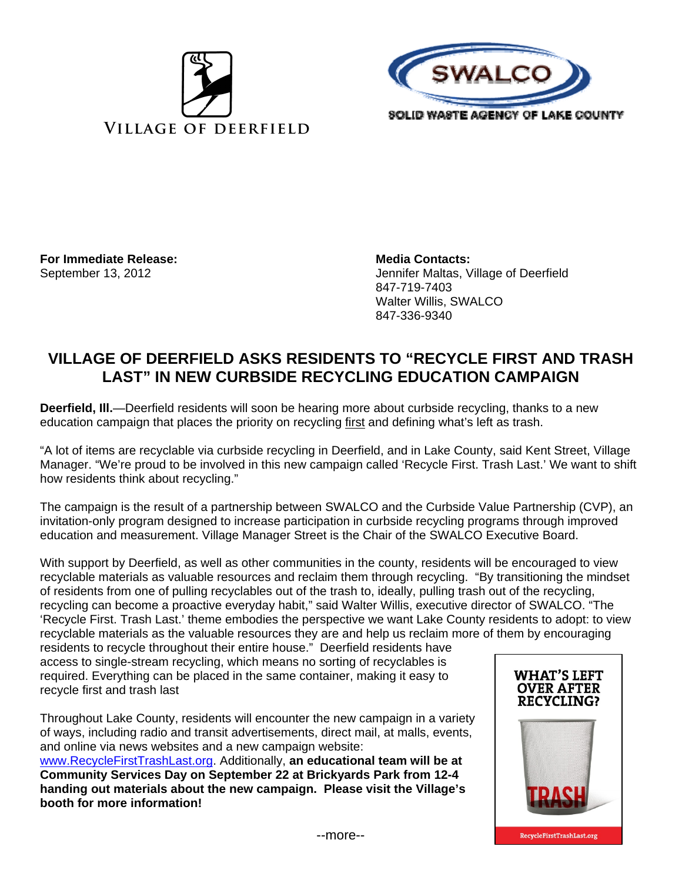VILLAGE OF DEERFIELD

SWALCO

SOLID WASTE AGENCY OF LAKE COUNTY

**For Immediate Release:**
September 13, 2012

**Media Contacts:**
Jennifer Maltas, Village of Deerfield
847-719-7403
Walter Willis, SWALCO
847-336-9340

## VILLAGE OF DEERFIELD ASKS RESIDENTS TO "RECYCLE FIRST AND TRASH LAST" IN NEW CURBSIDE RECYCLING EDUCATION CAMPAIGN

**Deerfield, Ill.**—Deerfield residents will soon be hearing more about curbside recycling, thanks to a new education campaign that places the priority on recycling first and defining what's left as trash.

"A lot of items are recyclable via curbside recycling in Deerfield, and in Lake County, said Kent Street, Village Manager. "We're proud to be involved in this new campaign called 'Recycle First. Trash Last.' We want to shift how residents think about recycling."

The campaign is the result of a partnership between SWALCO and the Curbside Value Partnership (CVP), an invitation-only program designed to increase participation in curbside recycling programs through improved education and measurement. Village Manager Street is the Chair of the SWALCO Executive Board.

With support by Deerfield, as well as other communities in the county, residents will be encouraged to view recyclable materials as valuable resources and reclaim them through recycling. "By transitioning the mindset of residents from one of pulling recyclables out of the trash to, ideally, pulling trash out of the recycling, recycling can become a proactive everyday habit," said Walter Willis, executive director of SWALCO. "The 'Recycle First. Trash Last.' theme embodies the perspective we want Lake County residents to adopt: to view recyclable materials as the valuable resources they are and help us reclaim more of them by encouraging residents to recycle throughout their entire house." Deerfield residents have access to single-stream recycling, which means no sorting of recyclables is required. Everything can be placed in the same container, making it easy to recycle first and trash last

Throughout Lake County, residents will encounter the new campaign in a variety of ways, including radio and transit advertisements, direct mail, at malls, events, and online via news websites and a new campaign website: www.RecycleFirstTrashLast.org. Additionally, **an educational team will be at Community Services Day on September 22 at Brickyards Park from 12-4 handing out materials about the new campaign. Please visit the Village's booth for more information!**

WHAT'S LEFT OVER AFTER RECYCLING?

TRASH

RecycleFirstTrashLast.org

--more--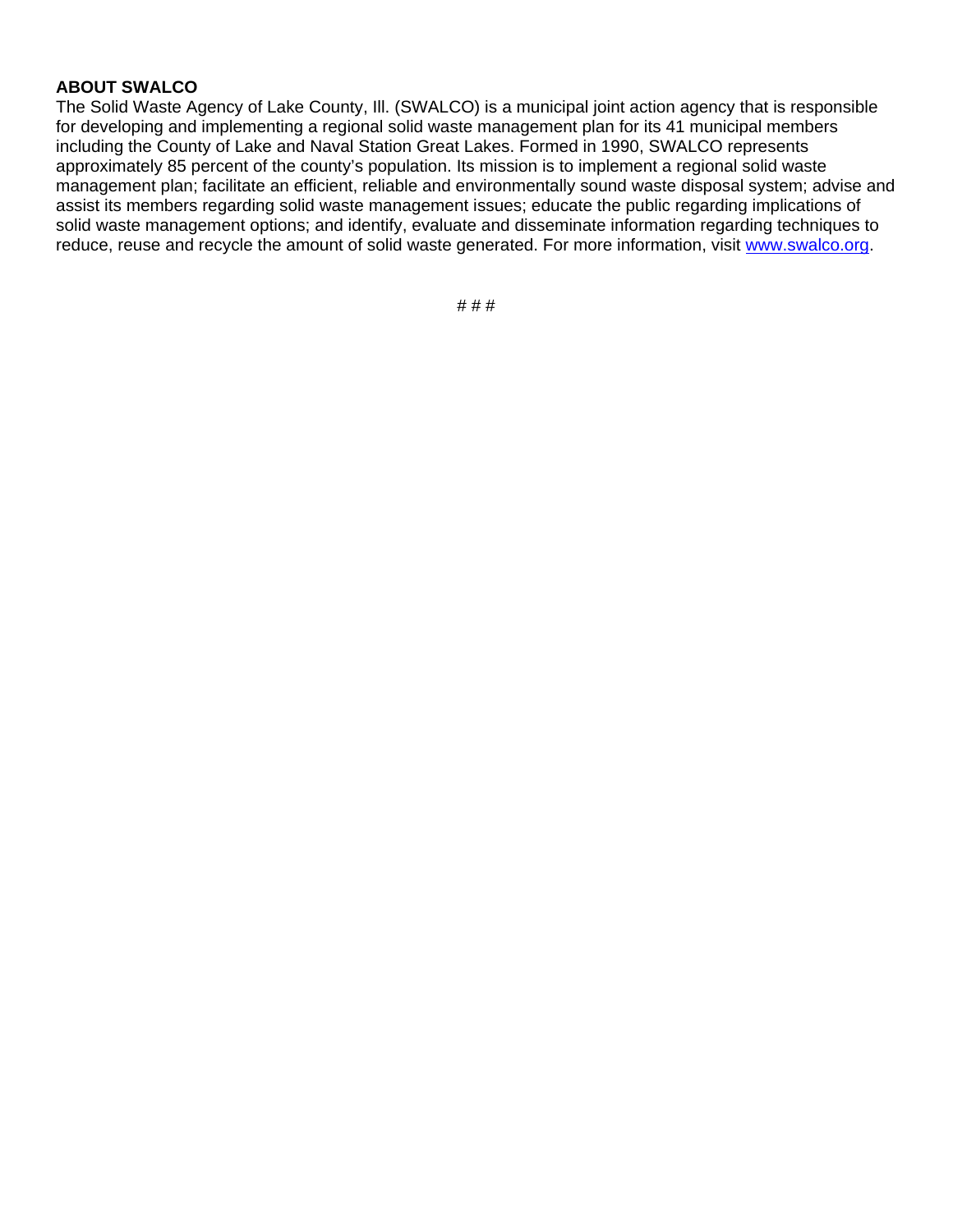**ABOUT SWALCO**
The Solid Waste Agency of Lake County, Ill. (SWALCO) is a municipal joint action agency that is responsible for developing and implementing a regional solid waste management plan for its 41 municipal members including the County of Lake and Naval Station Great Lakes. Formed in 1990, SWALCO represents approximately 85 percent of the county's population. Its mission is to implement a regional solid waste management plan; facilitate an efficient, reliable and environmentally sound waste disposal system; advise and assist its members regarding solid waste management issues; educate the public regarding implications of solid waste management options; and identify, evaluate and disseminate information regarding techniques to reduce, reuse and recycle the amount of solid waste generated. For more information, visit [www.swalco.org](http://www.swalco.org).

# # #